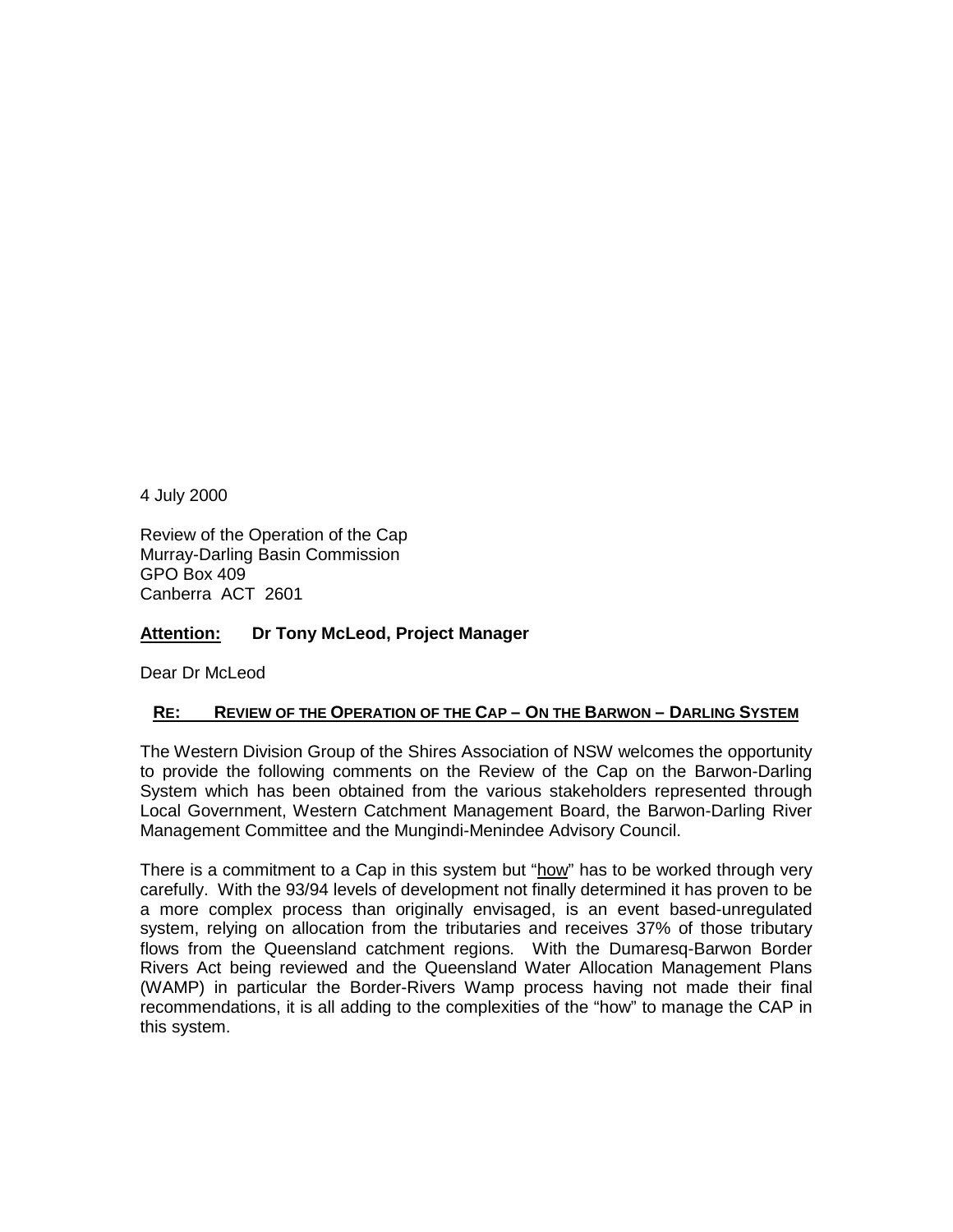4 July 2000

Review of the Operation of the Cap
Murray-Darling Basin Commission
GPO Box 409
Canberra ACT 2601

**Attention: Dr Tony McLeod, Project Manager**

Dear Dr McLeod

**RE: REVIEW OF THE OPERATION OF THE CAP – ON THE BARWON – DARLING SYSTEM**

The Western Division Group of the Shires Association of NSW welcomes the opportunity to provide the following comments on the Review of the Cap on the Barwon-Darling System which has been obtained from the various stakeholders represented through Local Government, Western Catchment Management Board, the Barwon-Darling River Management Committee and the Mungindi-Menindee Advisory Council.

There is a commitment to a Cap in this system but "how" has to be worked through very carefully. With the 93/94 levels of development not finally determined it has proven to be a more complex process than originally envisaged, is an event based-unregulated system, relying on allocation from the tributaries and receives 37% of those tributary flows from the Queensland catchment regions. With the Dumaresq-Barwon Border Rivers Act being reviewed and the Queensland Water Allocation Management Plans (WAMP) in particular the Border-Rivers Wamp process having not made their final recommendations, it is all adding to the complexities of the "how" to manage the CAP in this system.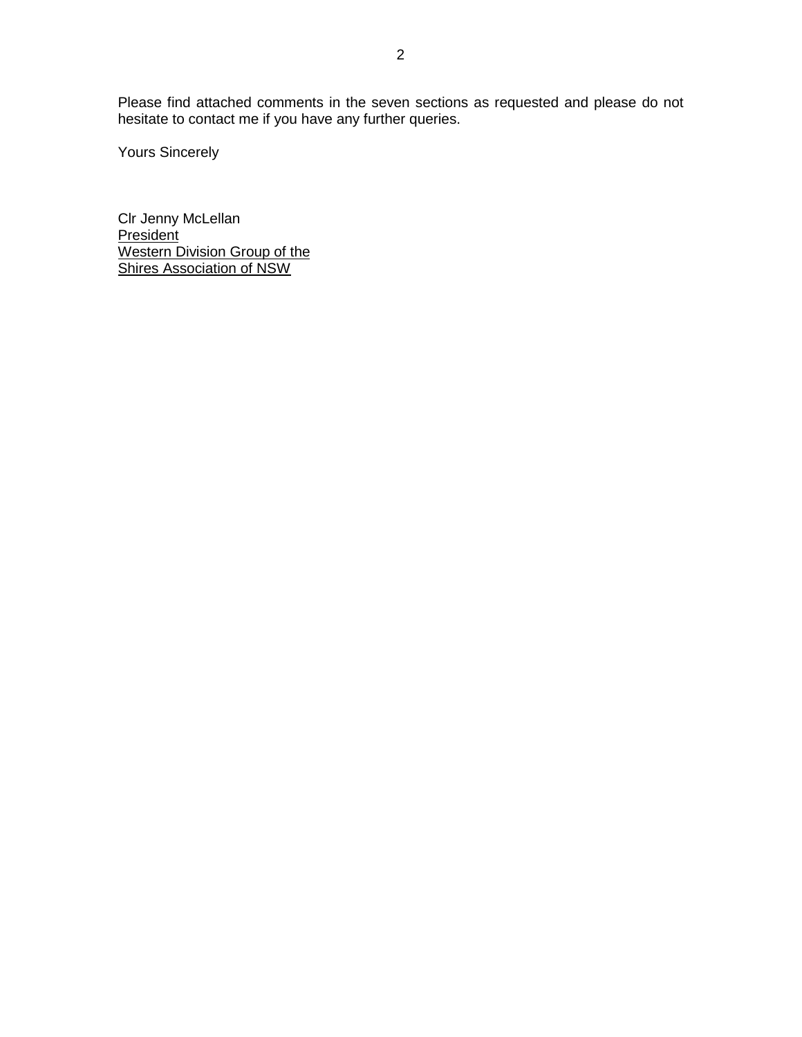Please find attached comments in the seven sections as requested and please do not hesitate to contact me if you have any further queries.

Yours Sincerely

Clr Jenny McLellan
<u>President</u>
<u>Western Division Group of the</u>
<u>Shires Association of NSW</u>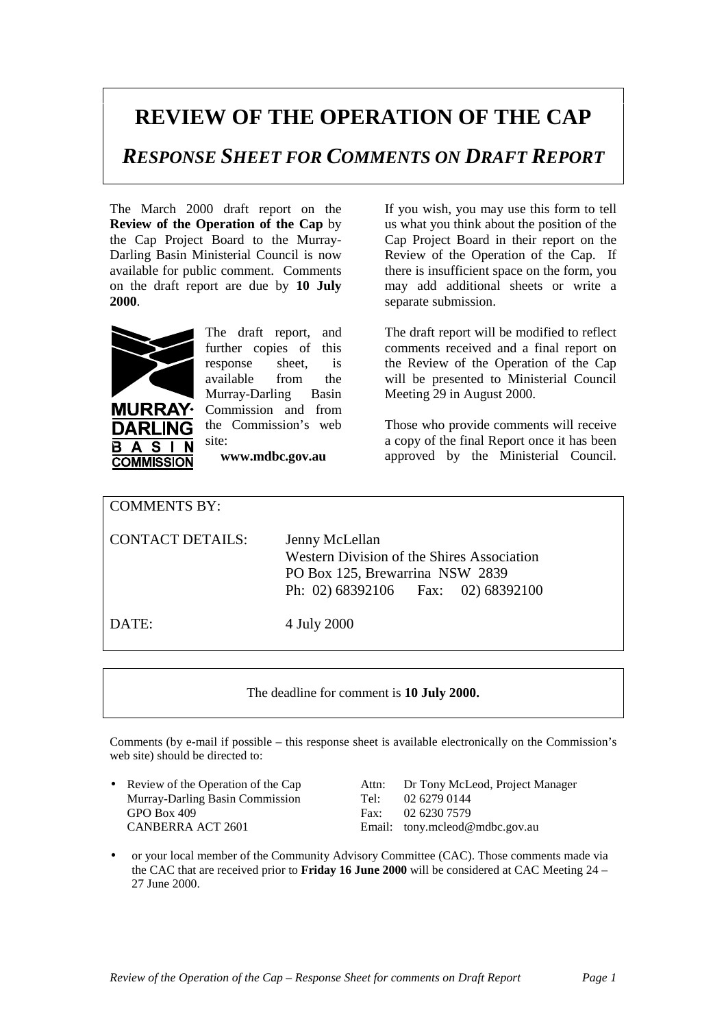# REVIEW OF THE OPERATION OF THE CAP

## *RESPONSE SHEET FOR COMMENTS ON DRAFT REPORT*

The March 2000 draft report on the **Review of the Operation of the Cap** by the Cap Project Board to the Murray-Darling Basin Ministerial Council is now available for public comment. Comments on the draft report are due by **10 July 2000**.

The draft report, and further copies of this response sheet, is available from the Murray-Darling Basin Commission and from the Commission's web site:

**www.mdbc.gov.au**

If you wish, you may use this form to tell us what you think about the position of the Cap Project Board in their report on the Review of the Operation of the Cap. If there is insufficient space on the form, you may add additional sheets or write a separate submission.

The draft report will be modified to reflect comments received and a final report on the Review of the Operation of the Cap will be presented to Ministerial Council Meeting 29 in August 2000.

Those who provide comments will receive a copy of the final Report once it has been approved by the Ministerial Council.

COMMENTS BY:

CONTACT DETAILS: Jenny McLellan
Western Division of the Shires Association
PO Box 125, Brewarrina NSW 2839
Ph: 02) 68392106 Fax: 02) 68392100

DATE: 4 July 2000

The deadline for comment is **10 July 2000.**

Comments (by e-mail if possible – this response sheet is available electronically on the Commission's web site) should be directed to:

- Review of the Operation of the Cap
  Murray-Darling Basin Commission
  GPO Box 409
  CANBERRA ACT 2601

  Attn: Dr Tony McLeod, Project Manager
  Tel: 02 6279 0144
  Fax: 02 6230 7579
  Email: tony.mcleod@mdbc.gov.au

- or your local member of the Community Advisory Committee (CAC). Those comments made via the CAC that are received prior to **Friday 16 June 2000** will be considered at CAC Meeting 24 – 27 June 2000.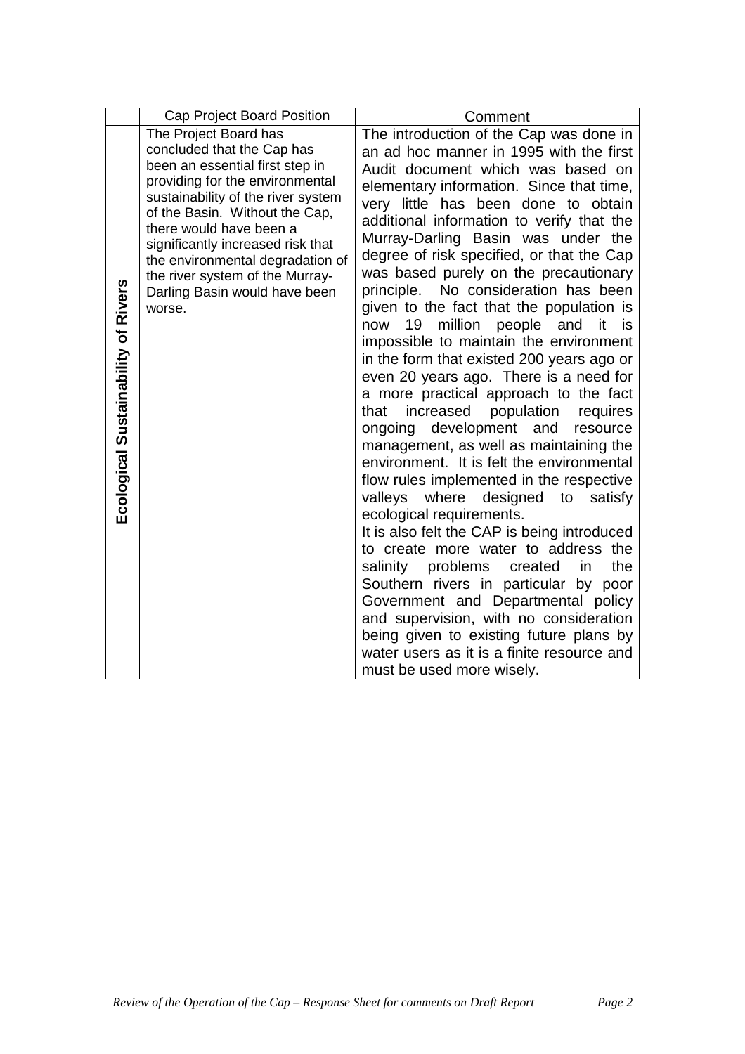|  | Cap Project Board Position | Comment |
|---|---|---|
| **Ecological Sustainability of Rivers** | The Project Board has concluded that the Cap has been an essential first step in providing for the environmental sustainability of the river system of the Basin. Without the Cap, there would have been a significantly increased risk that the environmental degradation of the river system of the Murray-Darling Basin would have been worse. | The introduction of the Cap was done in an ad hoc manner in 1995 with the first Audit document which was based on elementary information. Since that time, very little has been done to obtain additional information to verify that the Murray-Darling Basin was under the degree of risk specified, or that the Cap was based purely on the precautionary principle. No consideration has been given to the fact that the population is now 19 million people and it is impossible to maintain the environment in the form that existed 200 years ago or even 20 years ago. There is a need for a more practical approach to the fact that increased population requires ongoing development and resource management, as well as maintaining the environment. It is felt the environmental flow rules implemented in the respective valleys where designed to satisfy ecological requirements.<br>It is also felt the CAP is being introduced to create more water to address the salinity problems created in the Southern rivers in particular by poor Government and Departmental policy and supervision, with no consideration being given to existing future plans by water users as it is a finite resource and must be used more wisely. |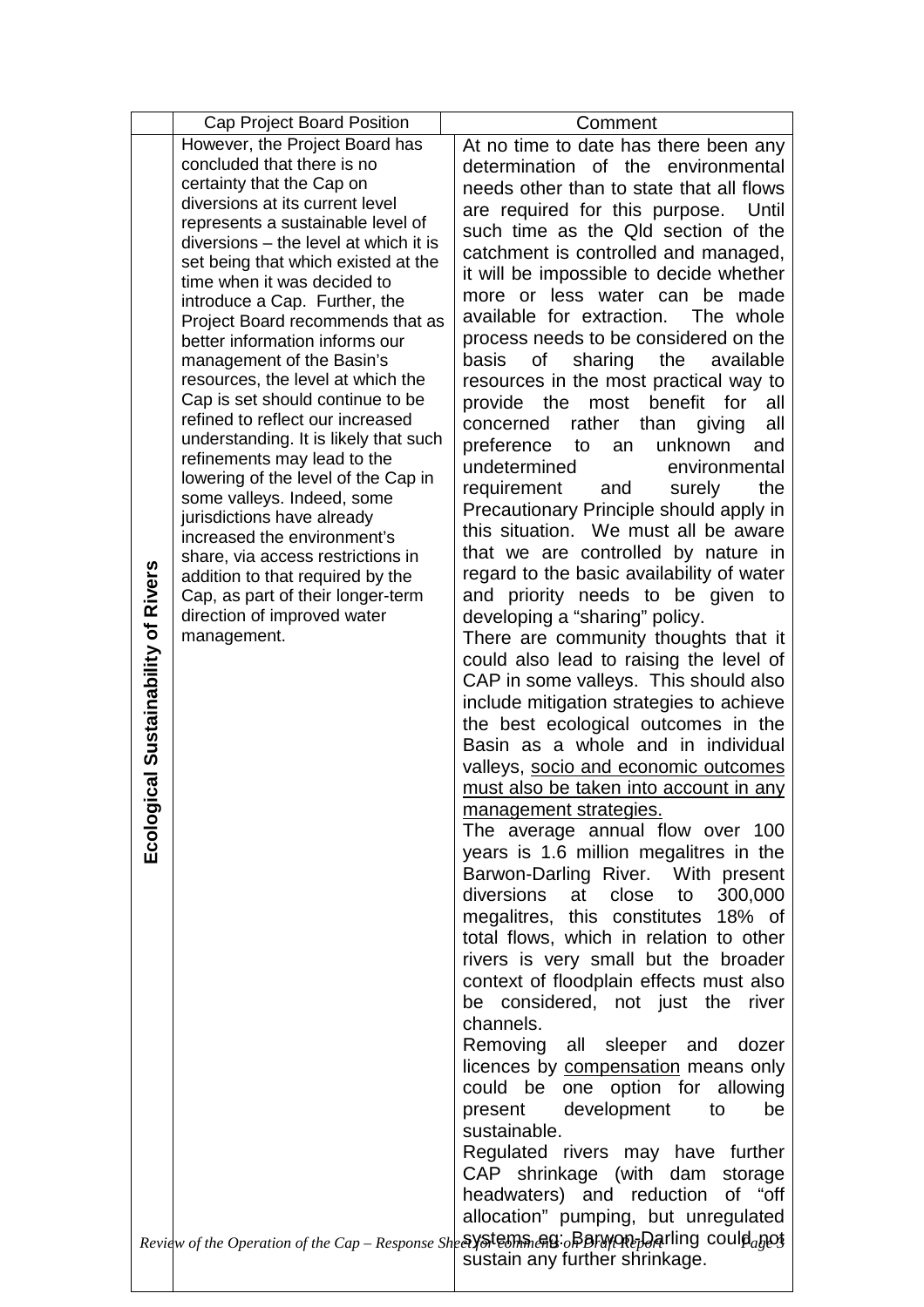| | Cap Project Board Position | Comment |
|---|---|---|
| **Ecological Sustainability of Rivers** | However, the Project Board has concluded that there is no certainty that the Cap on diversions at its current level represents a sustainable level of diversions – the level at which it is set being that which existed at the time when it was decided to introduce a Cap. Further, the Project Board recommends that as better information informs our management of the Basin's resources, the level at which the Cap is set should continue to be refined to reflect our increased understanding. It is likely that such refinements may lead to the lowering of the level of the Cap in some valleys. Indeed, some jurisdictions have already increased the environment's share, via access restrictions in addition to that required by the Cap, as part of their longer-term direction of improved water management. | At no time to date has there been any determination of the environmental needs other than to state that all flows are required for this purpose. Until such time as the Qld section of the catchment is controlled and managed, it will be impossible to decide whether more or less water can be made available for extraction. The whole process needs to be considered on the basis of sharing the available resources in the most practical way to provide the most benefit for all concerned rather than giving all preference to an unknown and undetermined environmental requirement and surely the Precautionary Principle should apply in this situation. We must all be aware that we are controlled by nature in regard to the basic availability of water and priority needs to be given to developing a "sharing" policy.<br>There are community thoughts that it could also lead to raising the level of CAP in some valleys. This should also include mitigation strategies to achieve the best ecological outcomes in the Basin as a whole and in individual valleys, <u>socio and economic outcomes must also be taken into account in any management strategies.</u><br>The average annual flow over 100 years is 1.6 million megalitres in the Barwon-Darling River. With present diversions at close to 300,000 megalitres, this constitutes 18% of total flows, which in relation to other rivers is very small but the broader context of floodplain effects must also be considered, not just the river channels.<br>Removing all sleeper and dozer licences by <u>compensation</u> means only could be one option for allowing present development to be sustainable.<br>Regulated rivers may have further CAP shrinkage (with dam storage headwaters) and reduction of "off allocation" pumping, but unregulated systems, eg: Barwon-Darling could not sustain any further shrinkage. |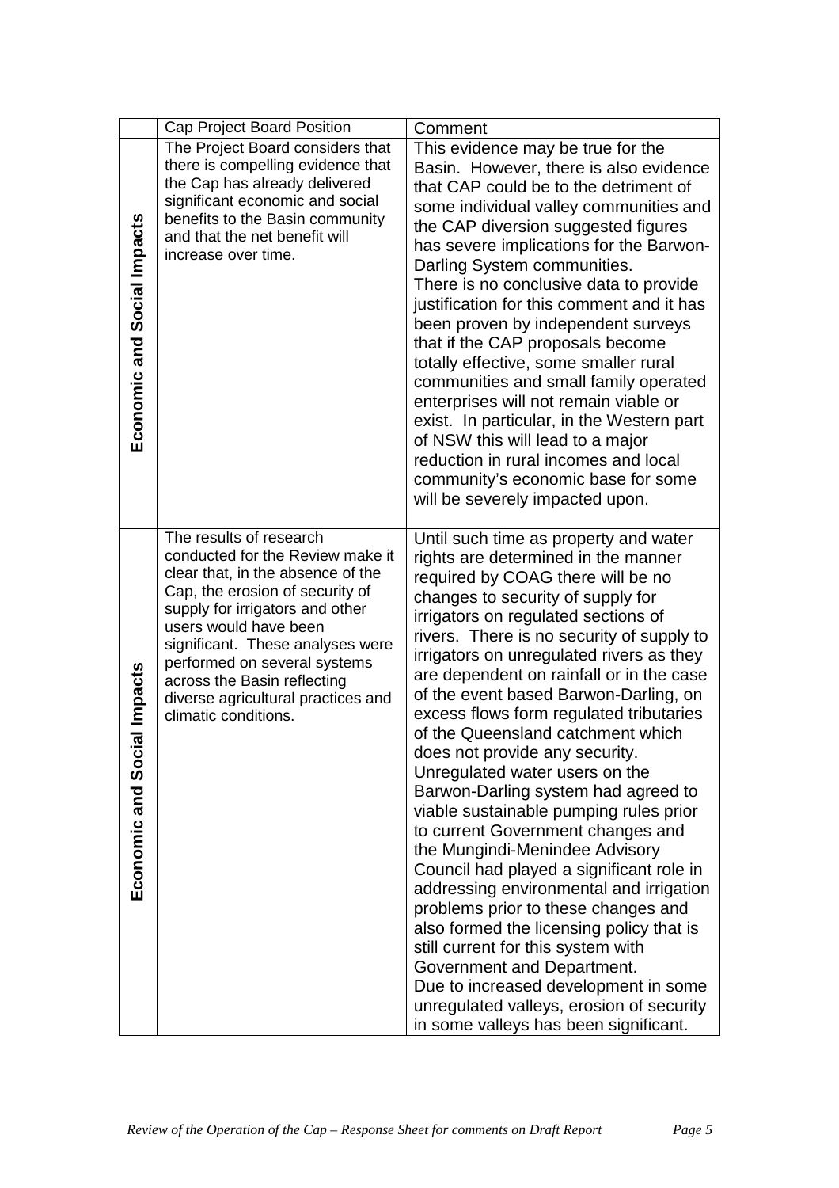| | Cap Project Board Position | Comment |
|---|---|---|
| **Economic and Social Impacts** | The Project Board considers that there is compelling evidence that the Cap has already delivered significant economic and social benefits to the Basin community and that the net benefit will increase over time. | This evidence may be true for the Basin. However, there is also evidence that CAP could be to the detriment of some individual valley communities and the CAP diversion suggested figures has severe implications for the Barwon-Darling System communities.<br>There is no conclusive data to provide justification for this comment and it has been proven by independent surveys that if the CAP proposals become totally effective, some smaller rural communities and small family operated enterprises will not remain viable or exist. In particular, in the Western part of NSW this will lead to a major reduction in rural incomes and local community's economic base for some will be severely impacted upon. |
| **Economic and Social Impacts** | The results of research conducted for the Review make it clear that, in the absence of the Cap, the erosion of security of supply for irrigators and other users would have been significant. These analyses were performed on several systems across the Basin reflecting diverse agricultural practices and climatic conditions. | Until such time as property and water rights are determined in the manner required by COAG there will be no changes to security of supply for irrigators on regulated sections of rivers. There is no security of supply to irrigators on unregulated rivers as they are dependent on rainfall or in the case of the event based Barwon-Darling, on excess flows form regulated tributaries of the Queensland catchment which does not provide any security.<br>Unregulated water users on the Barwon-Darling system had agreed to viable sustainable pumping rules prior to current Government changes and the Mungindi-Menindee Advisory Council had played a significant role in addressing environmental and irrigation problems prior to these changes and also formed the licensing policy that is still current for this system with Government and Department.<br>Due to increased development in some unregulated valleys, erosion of security in some valleys has been significant. |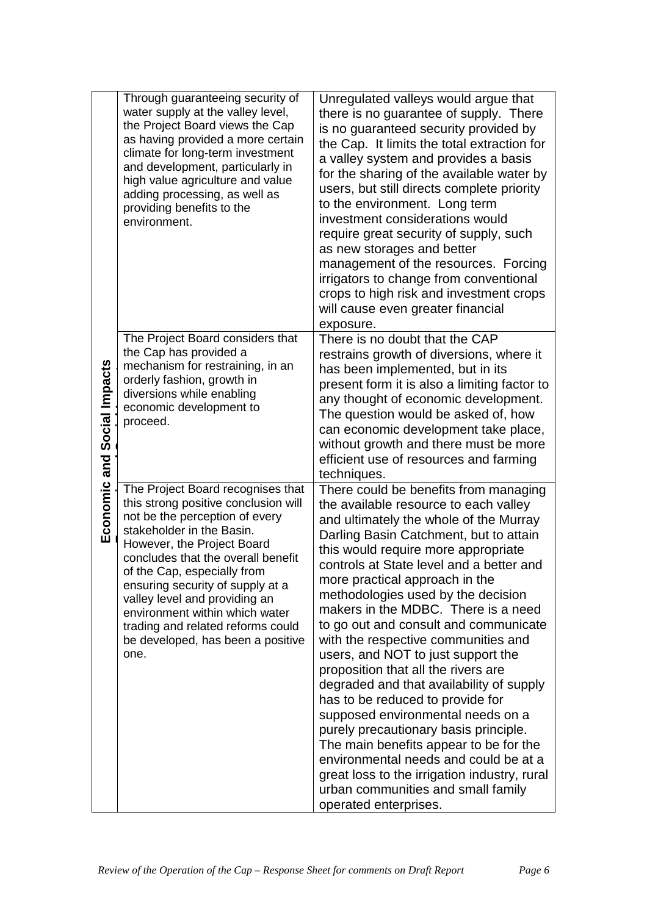| | | |
|---|---|---|
| Economic and Social Impacts | Through guaranteeing security of water supply at the valley level, the Project Board views the Cap as having provided a more certain climate for long-term investment and development, particularly in high value agriculture and value adding processing, as well as providing benefits to the environment. | Unregulated valleys would argue that there is no guarantee of supply. There is no guaranteed security provided by the Cap. It limits the total extraction for a valley system and provides a basis for the sharing of the available water by users, but still directs complete priority to the environment. Long term investment considerations would require great security of supply, such as new storages and better management of the resources. Forcing irrigators to change from conventional crops to high risk and investment crops will cause even greater financial exposure. |
| | The Project Board considers that the Cap has provided a mechanism for restraining, in an orderly fashion, growth in diversions while enabling economic development to proceed. | There is no doubt that the CAP restrains growth of diversions, where it has been implemented, but in its present form it is also a limiting factor to any thought of economic development. The question would be asked of, how can economic development take place, without growth and there must be more efficient use of resources and farming techniques. |
| | The Project Board recognises that this strong positive conclusion will not be the perception of every stakeholder in the Basin. However, the Project Board concludes that the overall benefit of the Cap, especially from ensuring security of supply at a valley level and providing an environment within which water trading and related reforms could be developed, has been a positive one. | There could be benefits from managing the available resource to each valley and ultimately the whole of the Murray Darling Basin Catchment, but to attain this would require more appropriate controls at State level and a better and more practical approach in the methodologies used by the decision makers in the MDBC. There is a need to go out and consult and communicate with the respective communities and users, and NOT to just support the proposition that all the rivers are degraded and that availability of supply has to be reduced to provide for supposed environmental needs on a purely precautionary basis principle. The main benefits appear to be for the environmental needs and could be at a great loss to the irrigation industry, rural urban communities and small family operated enterprises. |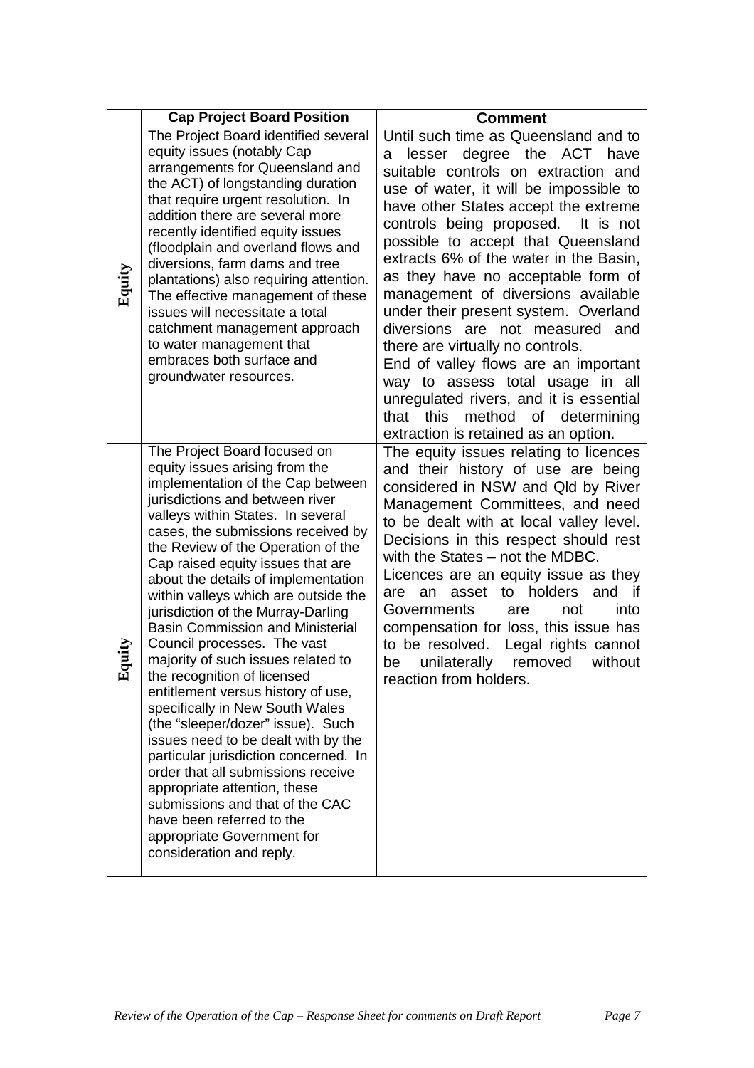| | Cap Project Board Position | Comment |
|---|---|---|
| Equity | The Project Board identified several equity issues (notably Cap arrangements for Queensland and the ACT) of longstanding duration that require urgent resolution. In addition there are several more recently identified equity issues (floodplain and overland flows and diversions, farm dams and tree plantations) also requiring attention. The effective management of these issues will necessitate a total catchment management approach to water management that embraces both surface and groundwater resources. | Until such time as Queensland and to a lesser degree the ACT have suitable controls on extraction and use of water, it will be impossible to have other States accept the extreme controls being proposed. It is not possible to accept that Queensland extracts 6% of the water in the Basin, as they have no acceptable form of management of diversions available under their present system. Overland diversions are not measured and there are virtually no controls.<br>End of valley flows are an important way to assess total usage in all unregulated rivers, and it is essential that this method of determining extraction is retained as an option. |
| Equity | The Project Board focused on equity issues arising from the implementation of the Cap between jurisdictions and between river valleys within States. In several cases, the submissions received by the Review of the Operation of the Cap raised equity issues that are about the details of implementation within valleys which are outside the jurisdiction of the Murray-Darling Basin Commission and Ministerial Council processes. The vast majority of such issues related to the recognition of licensed entitlement versus history of use, specifically in New South Wales (the "sleeper/dozer" issue). Such issues need to be dealt with by the particular jurisdiction concerned. In order that all submissions receive appropriate attention, these submissions and that of the CAC have been referred to the appropriate Government for consideration and reply. | The equity issues relating to licences and their history of use are being considered in NSW and Qld by River Management Committees, and need to be dealt with at local valley level. Decisions in this respect should rest with the States – not the MDBC.<br>Licences are an equity issue as they are an asset to holders and if Governments are not into compensation for loss, this issue has to be resolved. Legal rights cannot be unilaterally removed without reaction from holders. |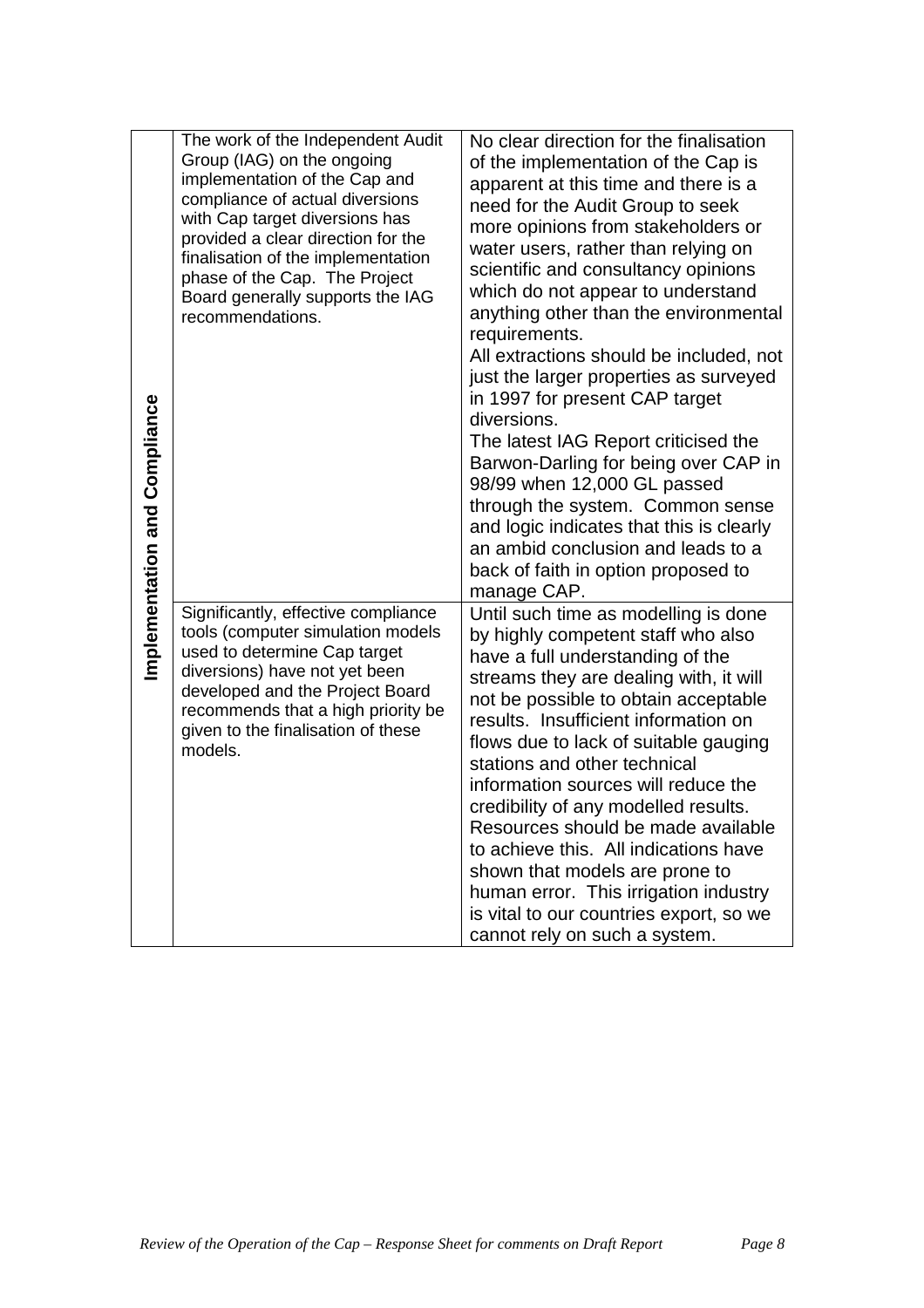| Implementation and Compliance | The work of the Independent Audit Group (IAG) on the ongoing implementation of the Cap and compliance of actual diversions with Cap target diversions has provided a clear direction for the finalisation of the implementation phase of the Cap. The Project Board generally supports the IAG recommendations. | No clear direction for the finalisation of the implementation of the Cap is apparent at this time and there is a need for the Audit Group to seek more opinions from stakeholders or water users, rather than relying on scientific and consultancy opinions which do not appear to understand anything other than the environmental requirements.<br>All extractions should be included, not just the larger properties as surveyed in 1997 for present CAP target diversions.<br>The latest IAG Report criticised the Barwon-Darling for being over CAP in 98/99 when 12,000 GL passed through the system. Common sense and logic indicates that this is clearly an ambid conclusion and leads to a back of faith in option proposed to manage CAP. |
|---|---|---|
| | Significantly, effective compliance tools (computer simulation models used to determine Cap target diversions) have not yet been developed and the Project Board recommends that a high priority be given to the finalisation of these models. | Until such time as modelling is done by highly competent staff who also have a full understanding of the streams they are dealing with, it will not be possible to obtain acceptable results. Insufficient information on flows due to lack of suitable gauging stations and other technical information sources will reduce the credibility of any modelled results. Resources should be made available to achieve this. All indications have shown that models are prone to human error. This irrigation industry is vital to our countries export, so we cannot rely on such a system. |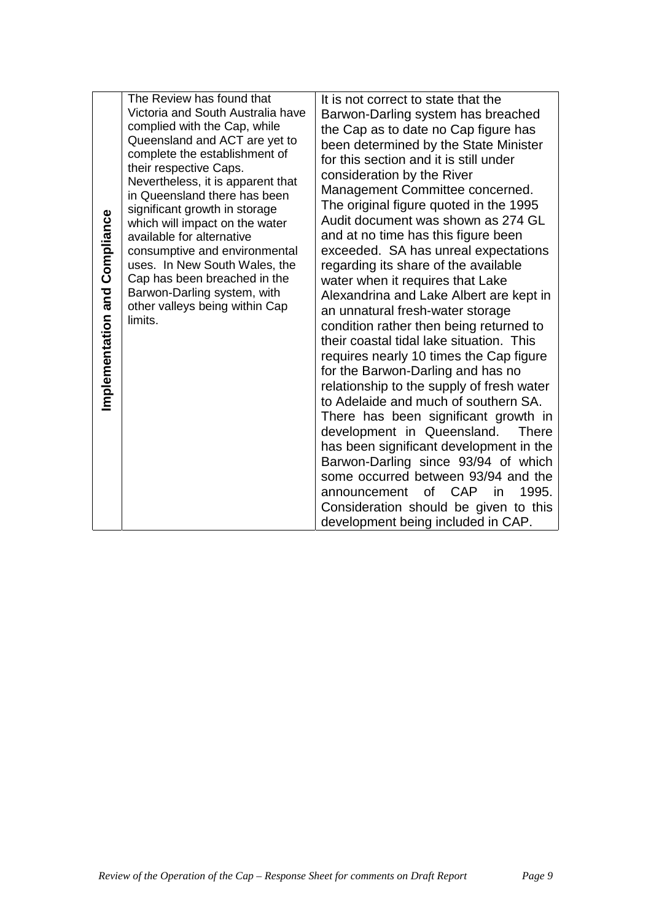| | | |
|---|---|---|
| **Implementation and Compliance** | The Review has found that Victoria and South Australia have complied with the Cap, while Queensland and ACT are yet to complete the establishment of their respective Caps. Nevertheless, it is apparent that in Queensland there has been significant growth in storage which will impact on the water available for alternative consumptive and environmental uses. In New South Wales, the Cap has been breached in the Barwon-Darling system, with other valleys being within Cap limits. | It is not correct to state that the Barwon-Darling system has breached the Cap as to date no Cap figure has been determined by the State Minister for this section and it is still under consideration by the River Management Committee concerned. The original figure quoted in the 1995 Audit document was shown as 274 GL and at no time has this figure been exceeded. SA has unreal expectations regarding its share of the available water when it requires that Lake Alexandrina and Lake Albert are kept in an unnatural fresh-water storage condition rather then being returned to their coastal tidal lake situation. This requires nearly 10 times the Cap figure for the Barwon-Darling and has no relationship to the supply of fresh water to Adelaide and much of southern SA. There has been significant growth in development in Queensland. There has been significant development in the Barwon-Darling since 93/94 of which some occurred between 93/94 and the announcement of CAP in 1995. Consideration should be given to this development being included in CAP. |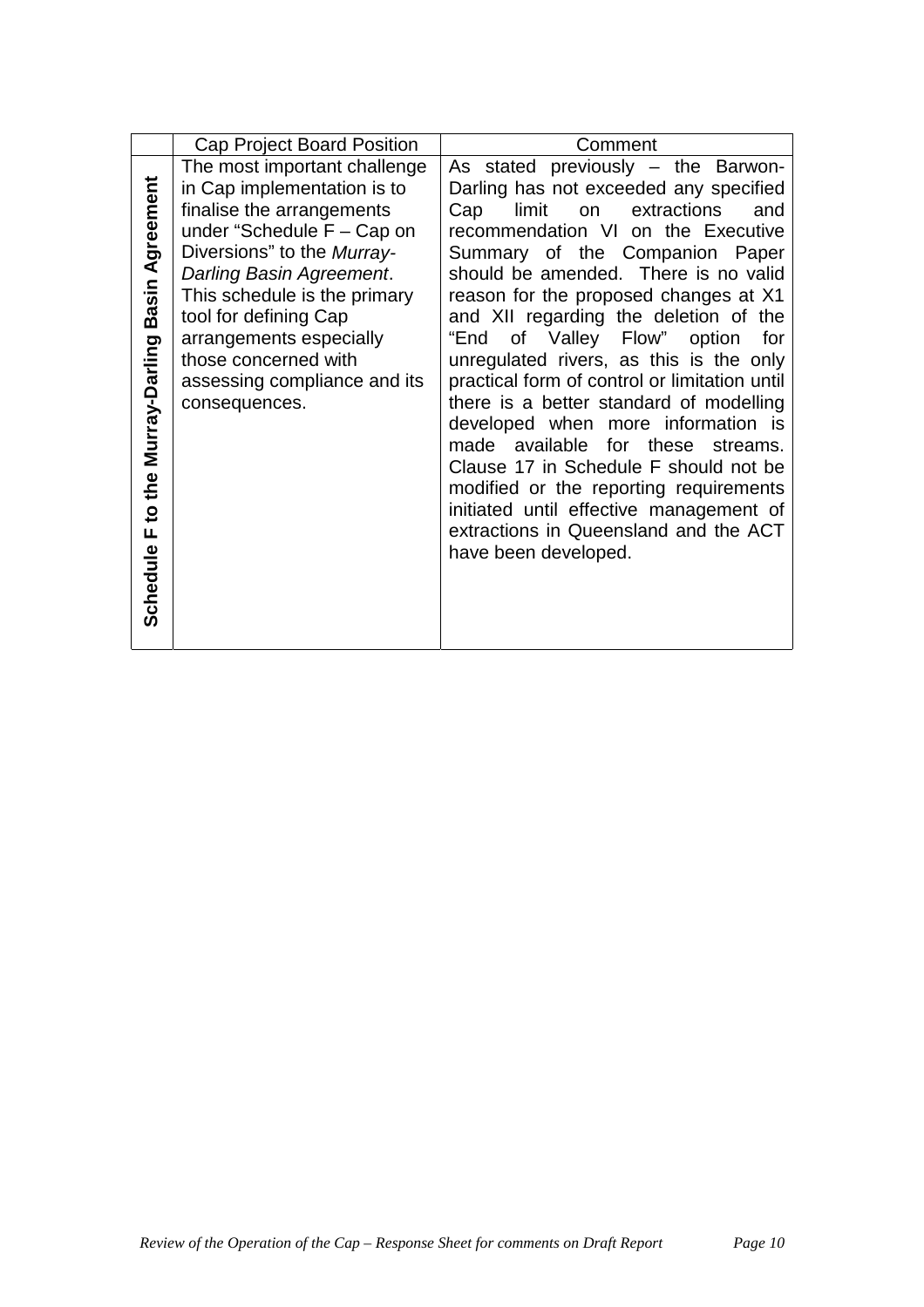| | Cap Project Board Position | Comment |
|---|---|---|
| **Schedule F to the Murray-Darling Basin Agreement** | The most important challenge in Cap implementation is to finalise the arrangements under "Schedule F – Cap on Diversions" to the *Murray-Darling Basin Agreement*. This schedule is the primary tool for defining Cap arrangements especially those concerned with assessing compliance and its consequences. | As stated previously – the Barwon-Darling has not exceeded any specified Cap limit on extractions and recommendation VI on the Executive Summary of the Companion Paper should be amended. There is no valid reason for the proposed changes at X1 and XII regarding the deletion of the "End of Valley Flow" option for unregulated rivers, as this is the only practical form of control or limitation until there is a better standard of modelling developed when more information is made available for these streams. Clause 17 in Schedule F should not be modified or the reporting requirements initiated until effective management of extractions in Queensland and the ACT have been developed. |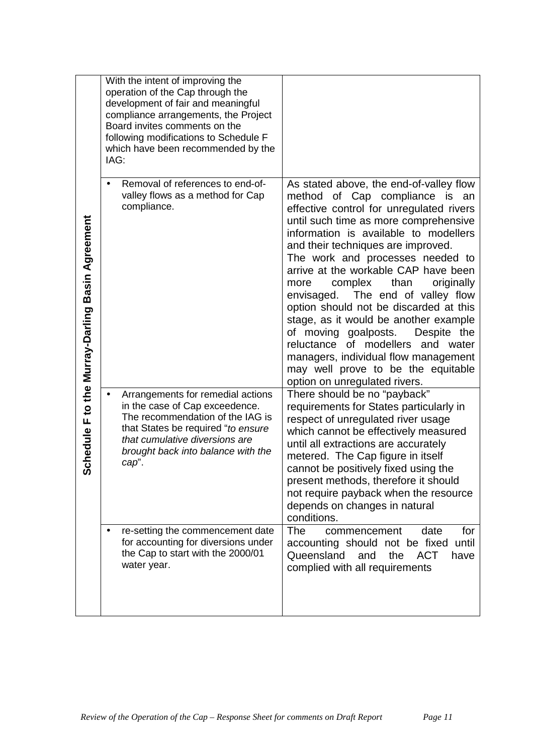| Schedule F to the Murray-Darling Basin Agreement | With the intent of improving the operation of the Cap through the development of fair and meaningful compliance arrangements, the Project Board invites comments on the following modifications to Schedule F which have been recommended by the IAG: | |
|---|---|---|
| | • Removal of references to end-of-valley flows as a method for Cap compliance. | As stated above, the end-of-valley flow method of Cap compliance is an effective control for unregulated rivers until such time as more comprehensive information is available to modellers and their techniques are improved. The work and processes needed to arrive at the workable CAP have been more complex than originally envisaged. The end of valley flow option should not be discarded at this stage, as it would be another example of moving goalposts. Despite the reluctance of modellers and water managers, individual flow management may well prove to be the equitable option on unregulated rivers. |
| | • Arrangements for remedial actions in the case of Cap exceedence. The recommendation of the IAG is that States be required "*to ensure that cumulative diversions are brought back into balance with the cap*". | There should be no "payback" requirements for States particularly in respect of unregulated river usage which cannot be effectively measured until all extractions are accurately metered. The Cap figure in itself cannot be positively fixed using the present methods, therefore it should not require payback when the resource depends on changes in natural conditions. |
| | • re-setting the commencement date for accounting for diversions under the Cap to start with the 2000/01 water year. | The commencement date for accounting should not be fixed until Queensland and the ACT have complied with all requirements |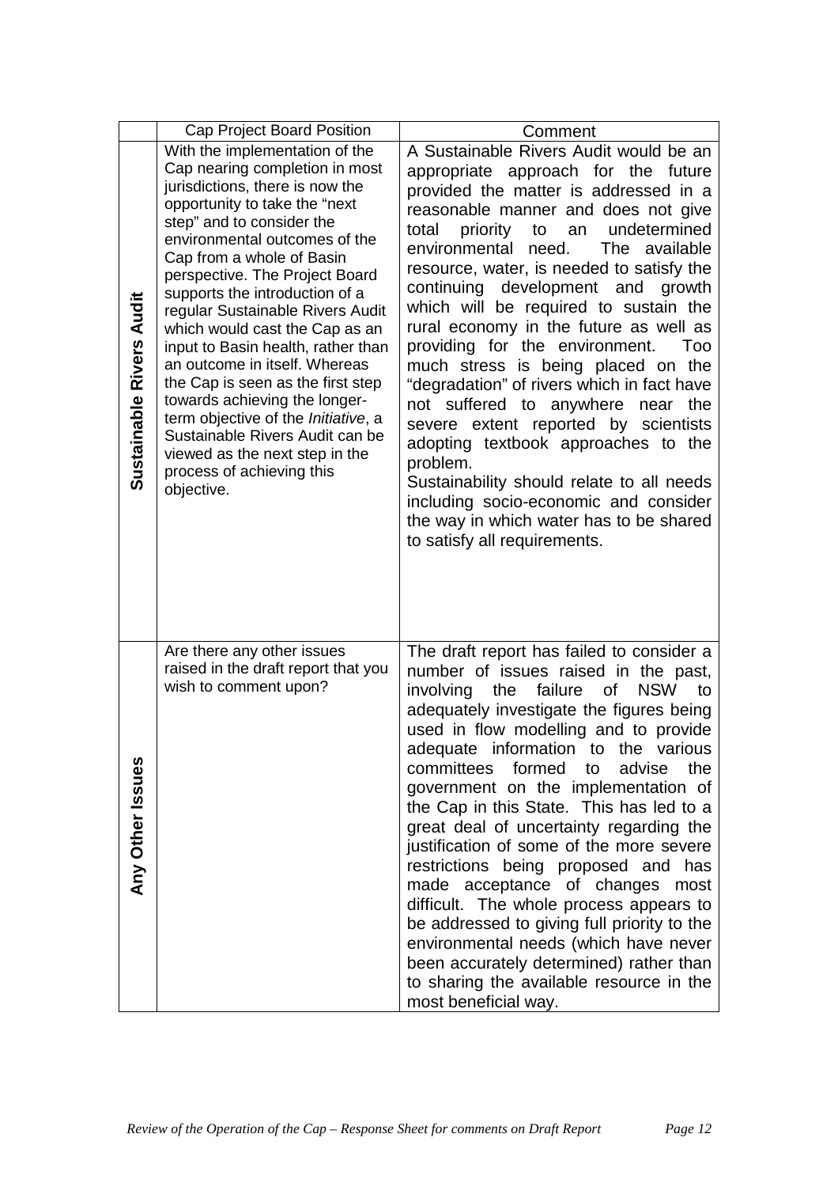| | Cap Project Board Position | Comment |
|---|---|---|
| **Sustainable Rivers Audit** | With the implementation of the Cap nearing completion in most jurisdictions, there is now the opportunity to take the "next step" and to consider the environmental outcomes of the Cap from a whole of Basin perspective. The Project Board supports the introduction of a regular Sustainable Rivers Audit which would cast the Cap as an input to Basin health, rather than an outcome in itself. Whereas the Cap is seen as the first step towards achieving the longer-term objective of the *Initiative*, a Sustainable Rivers Audit can be viewed as the next step in the process of achieving this objective. | A Sustainable Rivers Audit would be an appropriate approach for the future provided the matter is addressed in a reasonable manner and does not give total priority to an undetermined environmental need. The available resource, water, is needed to satisfy the continuing development and growth which will be required to sustain the rural economy in the future as well as providing for the environment. Too much stress is being placed on the "degradation" of rivers which in fact have not suffered to anywhere near the severe extent reported by scientists adopting textbook approaches to the problem.<br>Sustainability should relate to all needs including socio-economic and consider the way in which water has to be shared to satisfy all requirements. |
| **Any Other Issues** | Are there any other issues raised in the draft report that you wish to comment upon? | The draft report has failed to consider a number of issues raised in the past, involving the failure of NSW to adequately investigate the figures being used in flow modelling and to provide adequate information to the various committees formed to advise the government on the implementation of the Cap in this State. This has led to a great deal of uncertainty regarding the justification of some of the more severe restrictions being proposed and has made acceptance of changes most difficult. The whole process appears to be addressed to giving full priority to the environmental needs (which have never been accurately determined) rather than to sharing the available resource in the most beneficial way. |